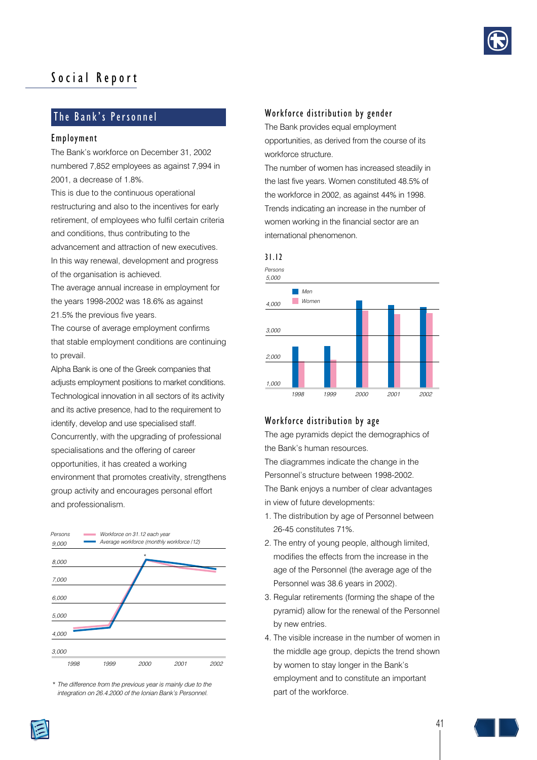# Social Report

## The Bank's Personnel

### Employment

The Bank's workforce on December 31, 2002 numbered 7,852 employees as against 7,994 in 2001, a decrease of 1.8%.

This is due to the continuous operational restructuring and also to the incentives for early retirement, of employees who fulfil certain criteria and conditions, thus contributing to the advancement and attraction of new executives. In this way renewal, development and progress of the organisation is achieved.

The average annual increase in employment for the years 1998-2002 was 18.6% as against 21.5% the previous five years.

The course of average employment confirms that stable employment conditions are continuing to prevail.

Alpha Bank is one of the Greek companies that adjusts employment positions to market conditions. Technological innovation in all sectors of its activity and its active presence, had to the requirement to identify, develop and use specialised staff. Concurrently, with the upgrading of professional specialisations and the offering of career opportunities, it has created a working environment that promotes creativity, strengthens group activity and encourages personal effort and professionalism.

Persons

Workforce on 31.12 each year

Average workforce (monthly workforce /12)

\* The difference from the previous year is mainly due to the integration on 26.4.2000 of the Ionian Bank's Personnel.

### Workforce distribution by gender

The Bank provides equal employment opportunities, as derived from the course of its workforce structure.

The number of women has increased steadily in the last five years. Women constituted 48.5% of the workforce in 2002, as against 44% in 1998. Trends indicating an increase in the number of women working in the financial sector are an international phenomenon.

31.12

Persons

Men

Women

### Workforce distribution by age

The age pyramids depict the demographics of the Bank's human resources.

The diagrammes indicate the change in the Personnel's structure between 1998-2002.

The Bank enjoys a number of clear advantages in view of future developments:

1. The distribution by age of Personnel between 26-45 constitutes 71%.
2. The entry of young people, although limited, modifies the effects from the increase in the age of the Personnel (the average age of the Personnel was 38.6 years in 2002).
3. Regular retirements (forming the shape of the pyramid) allow for the renewal of the Personnel by new entries.
4. The visible increase in the number of women in the middle age group, depicts the trend shown by women to stay longer in the Bank's employment and to constitute an important part of the workforce.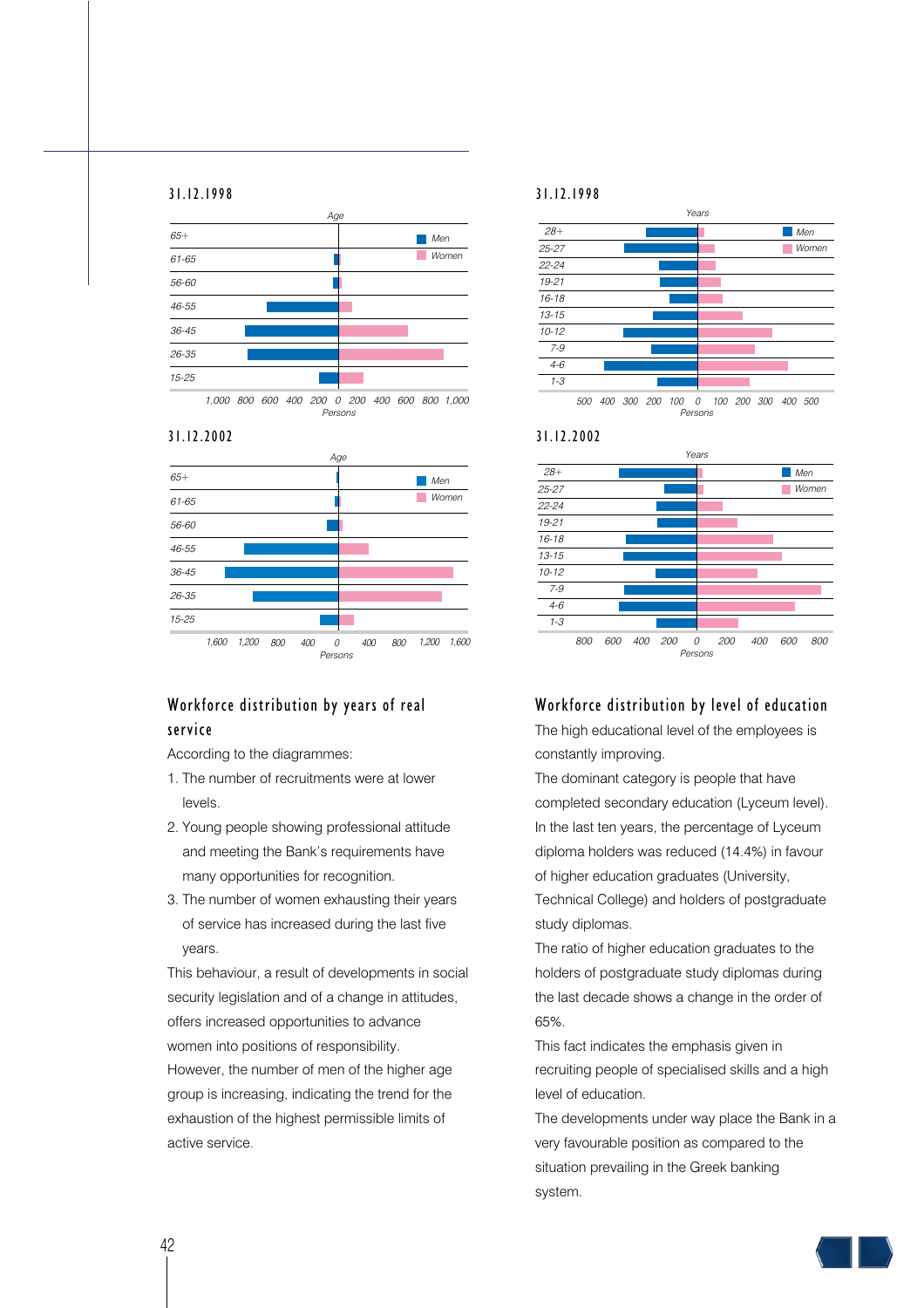### 31.12.1998

Age

| Age | Men | Women |
|---|---|---|
| 65+ | | |
| 61-65 | | |
| 56-60 | | |
| 46-55 | | |
| 36-45 | | |
| 26-35 | | |
| 15-25 | | |

1,000 800 600 400 200 0 200 400 600 800 1,000

Persons

### 31.12.2002

Age

| Age | Men | Women |
|---|---|---|
| 65+ | | |
| 61-65 | | |
| 56-60 | | |
| 46-55 | | |
| 36-45 | | |
| 26-35 | | |
| 15-25 | | |

1,600 1,200 800 400 0 400 800 1,200 1,600

Persons

### 31.12.1998

Years

| Years | Men | Women |
|---|---|---|
| 28+ | | |
| 25-27 | | |
| 22-24 | | |
| 19-21 | | |
| 16-18 | | |
| 13-15 | | |
| 10-12 | | |
| 7-9 | | |
| 4-6 | | |
| 1-3 | | |

500 400 300 200 100 0 100 200 300 400 500

Persons

### 31.12.2002

Years

| Years | Men | Women |
|---|---|---|
| 28+ | | |
| 25-27 | | |
| 22-24 | | |
| 19-21 | | |
| 16-18 | | |
| 13-15 | | |
| 10-12 | | |
| 7-9 | | |
| 4-6 | | |
| 1-3 | | |

800 600 400 200 0 200 400 600 800

Persons

## Workforce distribution by years of real service

According to the diagrammes:

1. The number of recruitments were at lower levels.
2. Young people showing professional attitude and meeting the Bank's requirements have many opportunities for recognition.
3. The number of women exhausting their years of service has increased during the last five years.

This behaviour, a result of developments in social security legislation and of a change in attitudes, offers increased opportunities to advance women into positions of responsibility.

However, the number of men of the higher age group is increasing, indicating the trend for the exhaustion of the highest permissible limits of active service.

## Workforce distribution by level of education

The high educational level of the employees is constantly improving.

The dominant category is people that have completed secondary education (Lyceum level).

In the last ten years, the percentage of Lyceum diploma holders was reduced (14.4%) in favour of higher education graduates (University, Technical College) and holders of postgraduate study diplomas.

The ratio of higher education graduates to the holders of postgraduate study diplomas during the last decade shows a change in the order of 65%.

This fact indicates the emphasis given in recruiting people of specialised skills and a high level of education.

The developments under way place the Bank in a very favourable position as compared to the situation prevailing in the Greek banking system.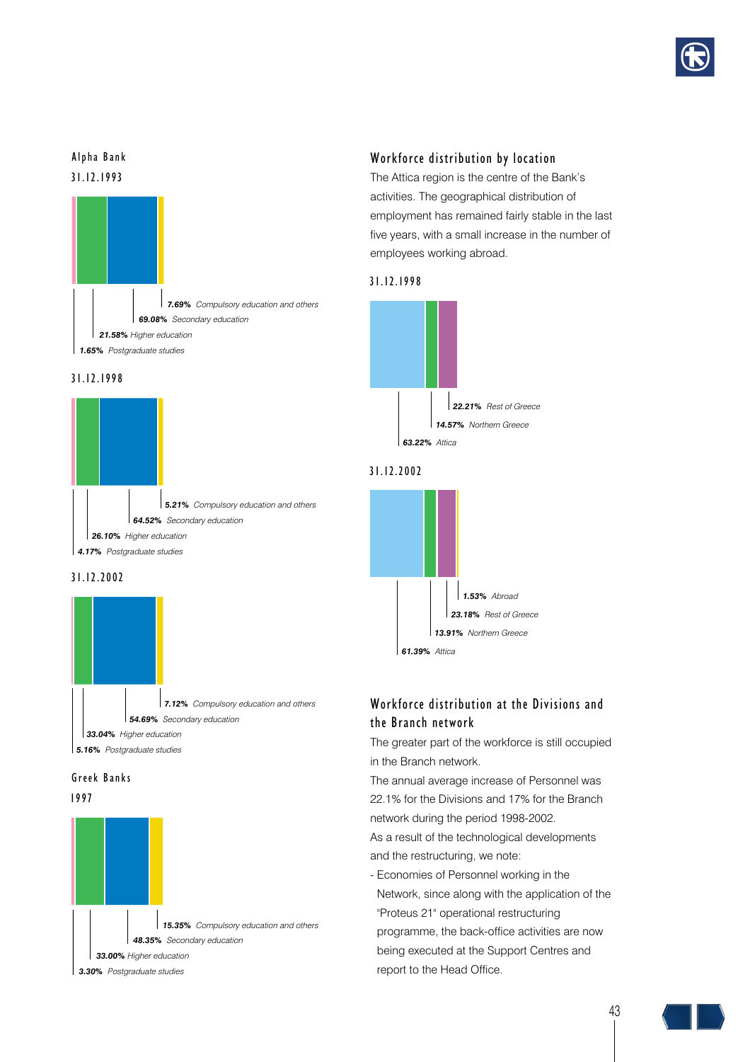## Alpha Bank

### 31.12.1993

- **7.69%** *Compulsory education and others*
- **69.08%** *Secondary education*
- **21.58%** *Higher education*
- **1.65%** *Postgraduate studies*

### 31.12.1998

- **5.21%** *Compulsory education and others*
- **64.52%** *Secondary education*
- **26.10%** *Higher education*
- **4.17%** *Postgraduate studies*

### 31.12.2002

- **7.12%** *Compulsory education and others*
- **54.69%** *Secondary education*
- **33.04%** *Higher education*
- **5.16%** *Postgraduate studies*

## Greek Banks

### 1997

- **15.35%** *Compulsory education and others*
- **48.35%** *Secondary education*
- **33.00%** *Higher education*
- **3.30%** *Postgraduate studies*

## Workforce distribution by location

The Attica region is the centre of the Bank's activities. The geographical distribution of employment has remained fairly stable in the last five years, with a small increase in the number of employees working abroad.

### 31.12.1998

- **22.21%** *Rest of Greece*
- **14.57%** *Northern Greece*
- **63.22%** *Attica*

### 31.12.2002

- **1.53%** *Abroad*
- **23.18%** *Rest of Greece*
- **13.91%** *Northern Greece*
- **61.39%** *Attica*

## Workforce distribution at the Divisions and the Branch network

The greater part of the workforce is still occupied in the Branch network.

The annual average increase of Personnel was 22.1% for the Divisions and 17% for the Branch network during the period 1998-2002.

As a result of the technological developments and the restructuring, we note:

- Economies of Personnel working in the Network, since along with the application of the "Proteus 21" operational restructuring programme, the back-office activities are now being executed at the Support Centres and report to the Head Office.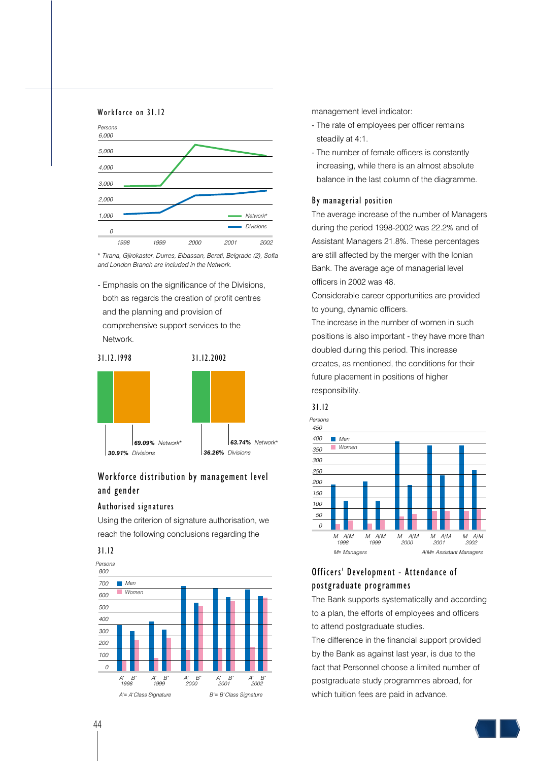### Workforce on 31.12

Persons

| | 1998 | 1999 | 2000 | 2001 | 2002 |
|---|---|---|---|---|---|

Network* / Divisions

*\* Tirana, Gjirokaster, Durres, Elbassan, Berati, Belgrade (2), Sofia and London Branch are included in the Network.*

- Emphasis on the significance of the Divisions, both as regards the creation of profit centres and the planning and provision of comprehensive support services to the Network.

| | 31.12.1998 | 31.12.2002 |
|---|---|---|
| Network* | 69.09% | 63.74% |
| Divisions | 30.91% | 36.26% |

### Workforce distribution by management level and gender

#### Authorised signatures

Using the criterion of signature authorisation, we reach the following conclusions regarding the management level indicator:

- The rate of employees per officer remains steadily at 4:1.
- The number of female officers is constantly increasing, while there is an almost absolute balance in the last column of the diagramme.

**31.12**

Persons

Men / Women

A'= A'Class Signature    B'= B'Class Signature

#### By managerial position

The average increase of the number of Managers during the period 1998-2002 was 22.2% and of Assistant Managers 21.8%. These percentages are still affected by the merger with the Ionian Bank. The average age of managerial level officers in 2002 was 48.

Considerable career opportunities are provided to young, dynamic officers.

The increase in the number of women in such positions is also important - they have more than doubled during this period. This increase creates, as mentioned, the conditions for their future placement in positions of higher responsibility.

**31.12**

Persons

Men / Women

M= Managers    A/M= Assistant Managers

### Officers' Development - Attendance of postgraduate programmes

The Bank supports systematically and according to a plan, the efforts of employees and officers to attend postgraduate studies.

The difference in the financial support provided by the Bank as against last year, is due to the fact that Personnel choose a limited number of postgraduate study programmes abroad, for which tuition fees are paid in advance.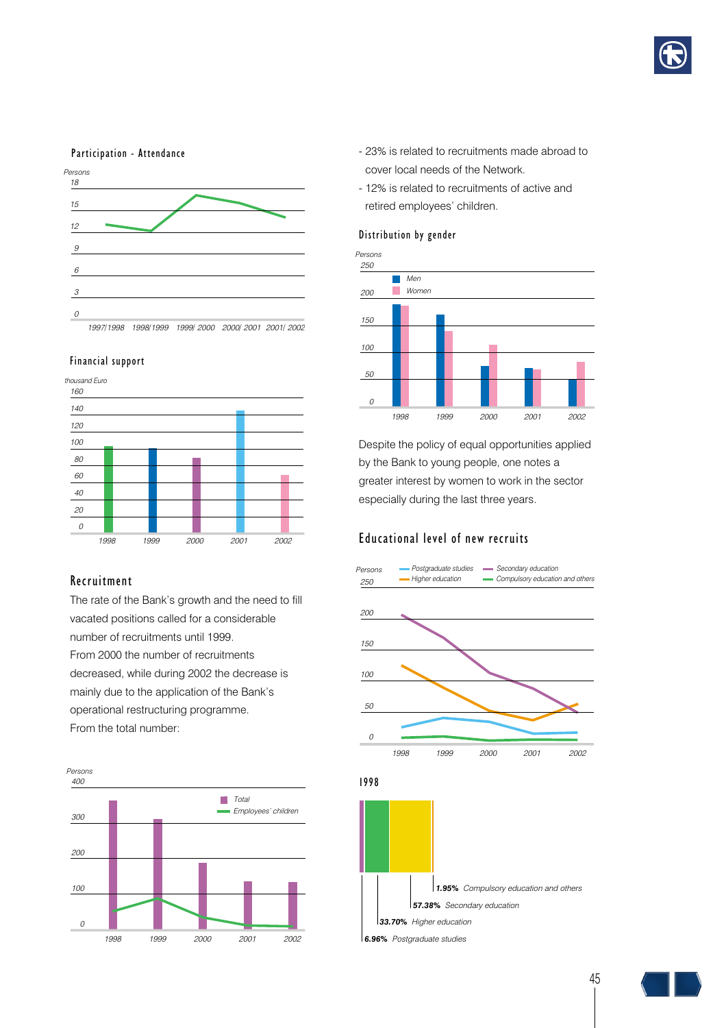## Participation - Attendance

Persons

1997/1998 1998/1999 1999/2000 2000/2001 2001/2002

## Financial support

thousand Euro

1998 1999 2000 2001 2002

## Recruitment

The rate of the Bank's growth and the need to fill vacated positions called for a considerable number of recruitments until 1999.

From 2000 the number of recruitments decreased, while during 2002 the decrease is mainly due to the application of the Bank's operational restructuring programme.

From the total number:

Persons

Total
Employees' children

1998 1999 2000 2001 2002

- 23% is related to recruitments made abroad to cover local needs of the Network.
- 12% is related to recruitments of active and retired employees' children.

## Distribution by gender

Persons

Men
Women

1998 1999 2000 2001 2002

Despite the policy of equal opportunities applied by the Bank to young people, one notes a greater interest by women to work in the sector especially during the last three years.

## Educational level of new recruits

Persons

Postgraduate studies
Higher education
Secondary education
Compulsory education and others

1998 1999 2000 2001 2002

### 1998

**1.95%** Compulsory education and others
**57.38%** Secondary education
**33.70%** Higher education
**6.96%** Postgraduate studies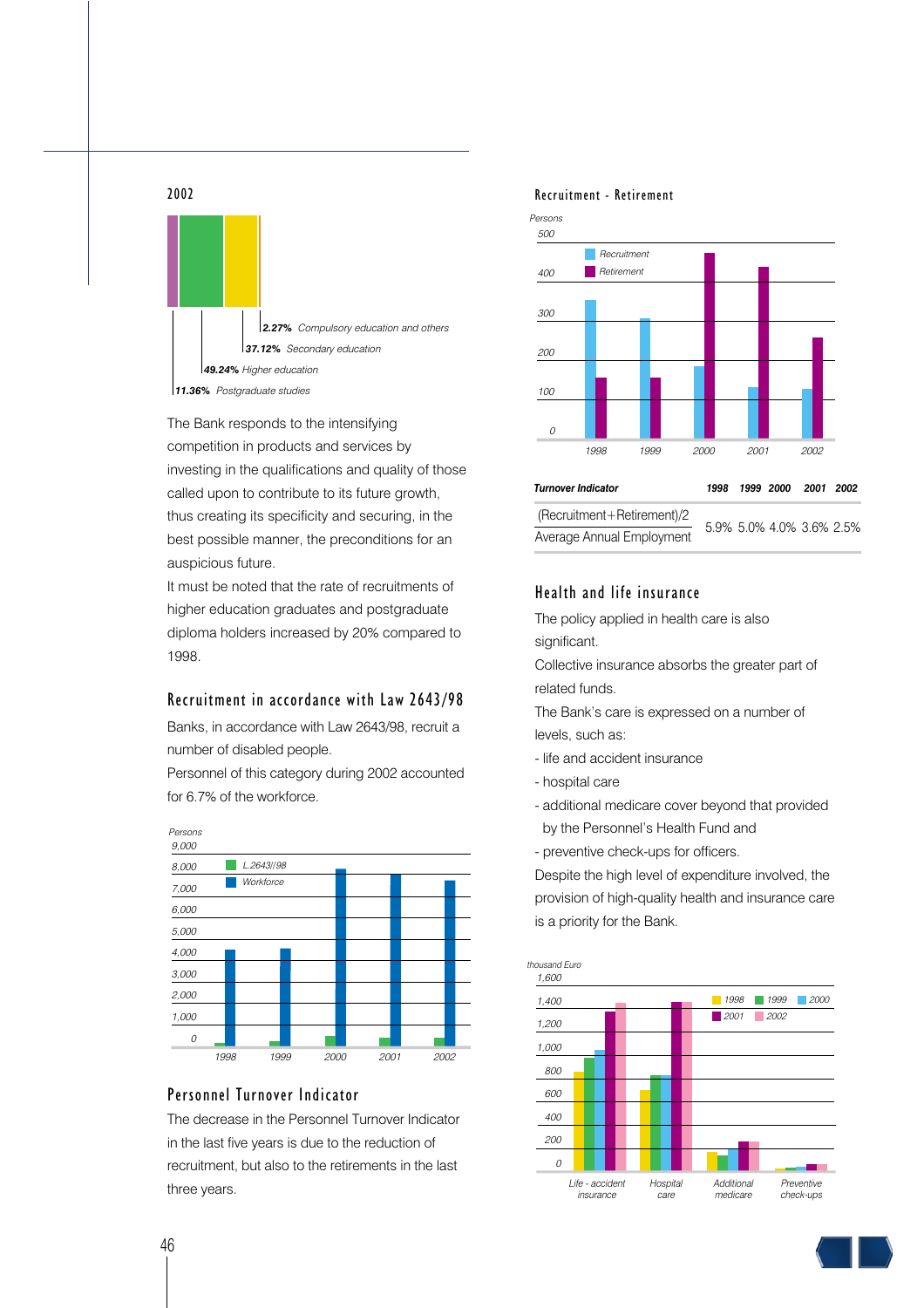2002

**2.27%** *Compulsory education and others*
**37.12%** *Secondary education*
**49.24%** *Higher education*
**11.36%** *Postgraduate studies*

The Bank responds to the intensifying competition in products and services by investing in the qualifications and quality of those called upon to contribute to its future growth, thus creating its specificity and securing, in the best possible manner, the preconditions for an auspicious future.

It must be noted that the rate of recruitments of higher education graduates and postgraduate diploma holders increased by 20% compared to 1998.

## Recruitment in accordance with Law 2643/98

Banks, in accordance with Law 2643/98, recruit a number of disabled people.

Personnel of this category during 2002 accounted for 6.7% of the workforce.

## Personnel Turnover Indicator

The decrease in the Personnel Turnover Indicator in the last five years is due to the reduction of recruitment, but also to the retirements in the last three years.

## Recruitment - Retirement

| Turnover Indicator | 1998 | 1999 | 2000 | 2001 | 2002 |
|---|---|---|---|---|---|
| (Recruitment+Retirement)/2 / Average Annual Employment | 5.9% | 5.0% | 4.0% | 3.6% | 2.5% |

## Health and life insurance

The policy applied in health care is also significant.

Collective insurance absorbs the greater part of related funds.

The Bank's care is expressed on a number of levels, such as:

- life and accident insurance
- hospital care
- additional medicare cover beyond that provided by the Personnel's Health Fund and
- preventive check-ups for officers.

Despite the high level of expenditure involved, the provision of high-quality health and insurance care is a priority for the Bank.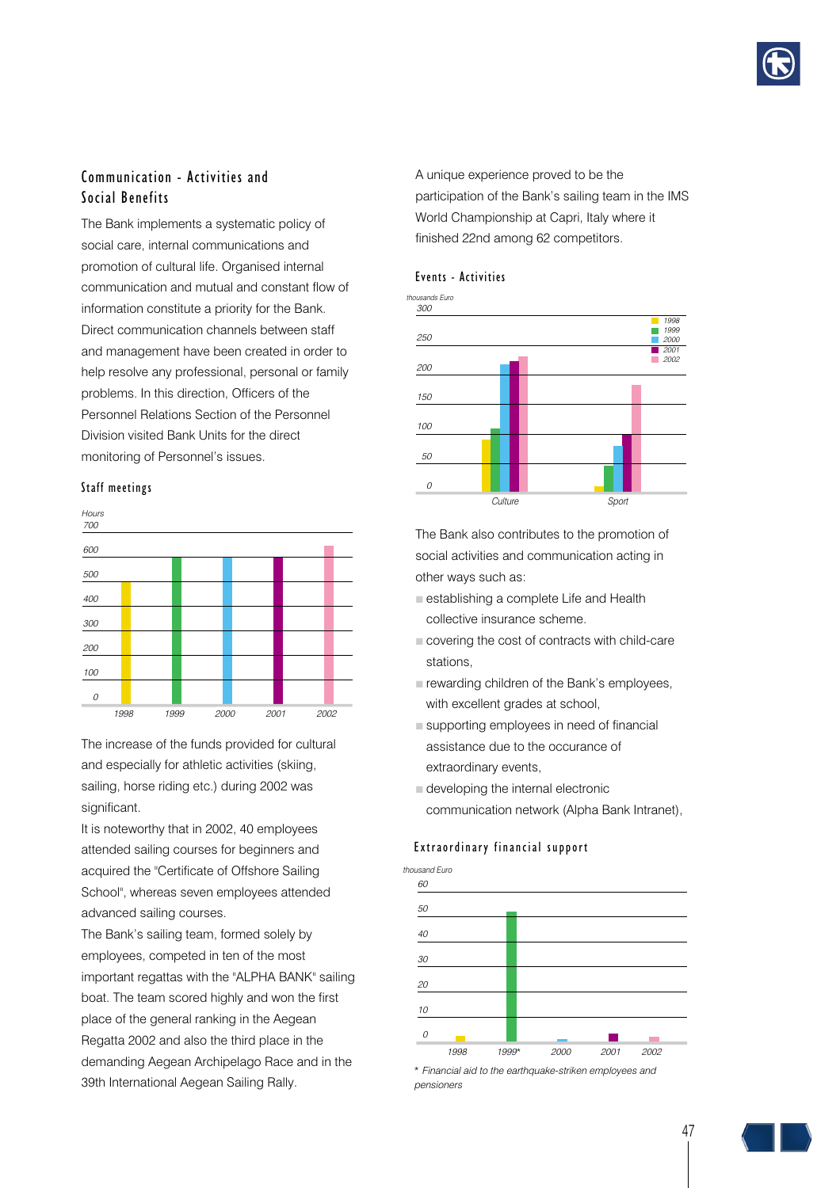## Communication - Activities and Social Benefits

The Bank implements a systematic policy of social care, internal communications and promotion of cultural life. Organised internal communication and mutual and constant flow of information constitute a priority for the Bank. Direct communication channels between staff and management have been created in order to help resolve any professional, personal or family problems. In this direction, Officers of the Personnel Relations Section of the Personnel Division visited Bank Units for the direct monitoring of Personnel's issues.

### Staff meetings

Hours

1998, 1999, 2000, 2001, 2002

The increase of the funds provided for cultural and especially for athletic activities (skiing, sailing, horse riding etc.) during 2002 was significant.

It is noteworthy that in 2002, 40 employees attended sailing courses for beginners and acquired the "Certificate of Offshore Sailing School", whereas seven employees attended advanced sailing courses.

The Bank's sailing team, formed solely by employees, competed in ten of the most important regattas with the "ALPHA BANK" sailing boat. The team scored highly and won the first place of the general ranking in the Aegean Regatta 2002 and also the third place in the demanding Aegean Archipelago Race and in the 39th International Aegean Sailing Rally.

A unique experience proved to be the participation of the Bank's sailing team in the IMS World Championship at Capri, Italy where it finished 22nd among 62 competitors.

### Events - Activities

thousands Euro

Culture, Sport (1998, 1999, 2000, 2001, 2002)

The Bank also contributes to the promotion of social activities and communication acting in other ways such as:

- establishing a complete Life and Health collective insurance scheme.
- covering the cost of contracts with child-care stations,
- rewarding children of the Bank's employees, with excellent grades at school,
- supporting employees in need of financial assistance due to the occurance of extraordinary events,
- developing the internal electronic communication network (Alpha Bank Intranet),

### Extraordinary financial support

thousand Euro

1998, 1999*, 2000, 2001, 2002

\* *Financial aid to the earthquake-striken employees and pensioners*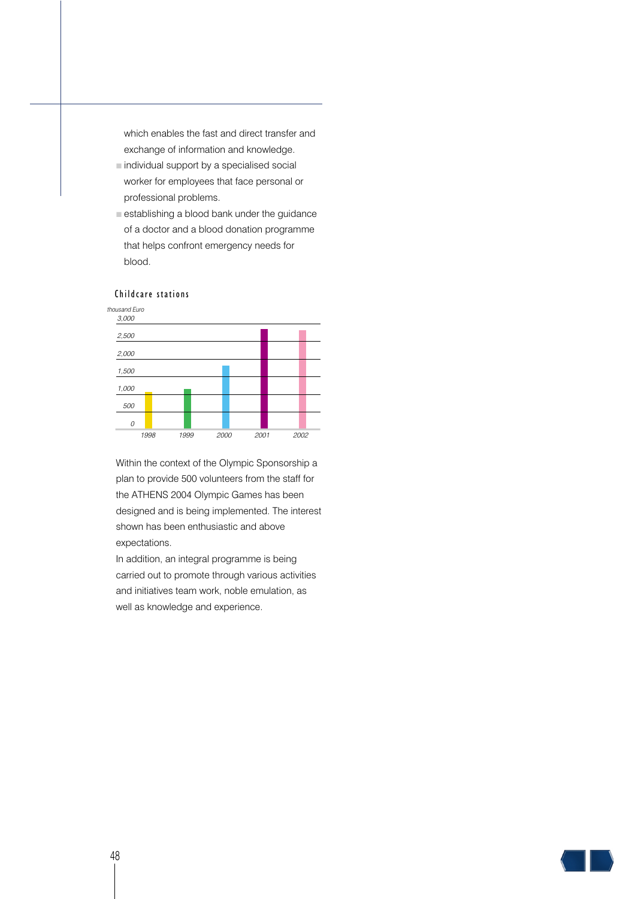which enables the fast and direct transfer and exchange of information and knowledge.

- individual support by a specialised social worker for employees that face personal or professional problems.
- establishing a blood bank under the guidance of a doctor and a blood donation programme that helps confront emergency needs for blood.

**Childcare stations**

*thousand Euro*

| Year | Value (approx.) |
|---|---|
| 1998 | ~1,050 |
| 1999 | ~1,150 |
| 2000 | ~1,800 |
| 2001 | ~2,850 |
| 2002 | ~2,800 |

Within the context of the Olympic Sponsorship a plan to provide 500 volunteers from the staff for the ATHENS 2004 Olympic Games has been designed and is being implemented. The interest shown has been enthusiastic and above expectations.

In addition, an integral programme is being carried out to promote through various activities and initiatives team work, noble emulation, as well as knowledge and experience.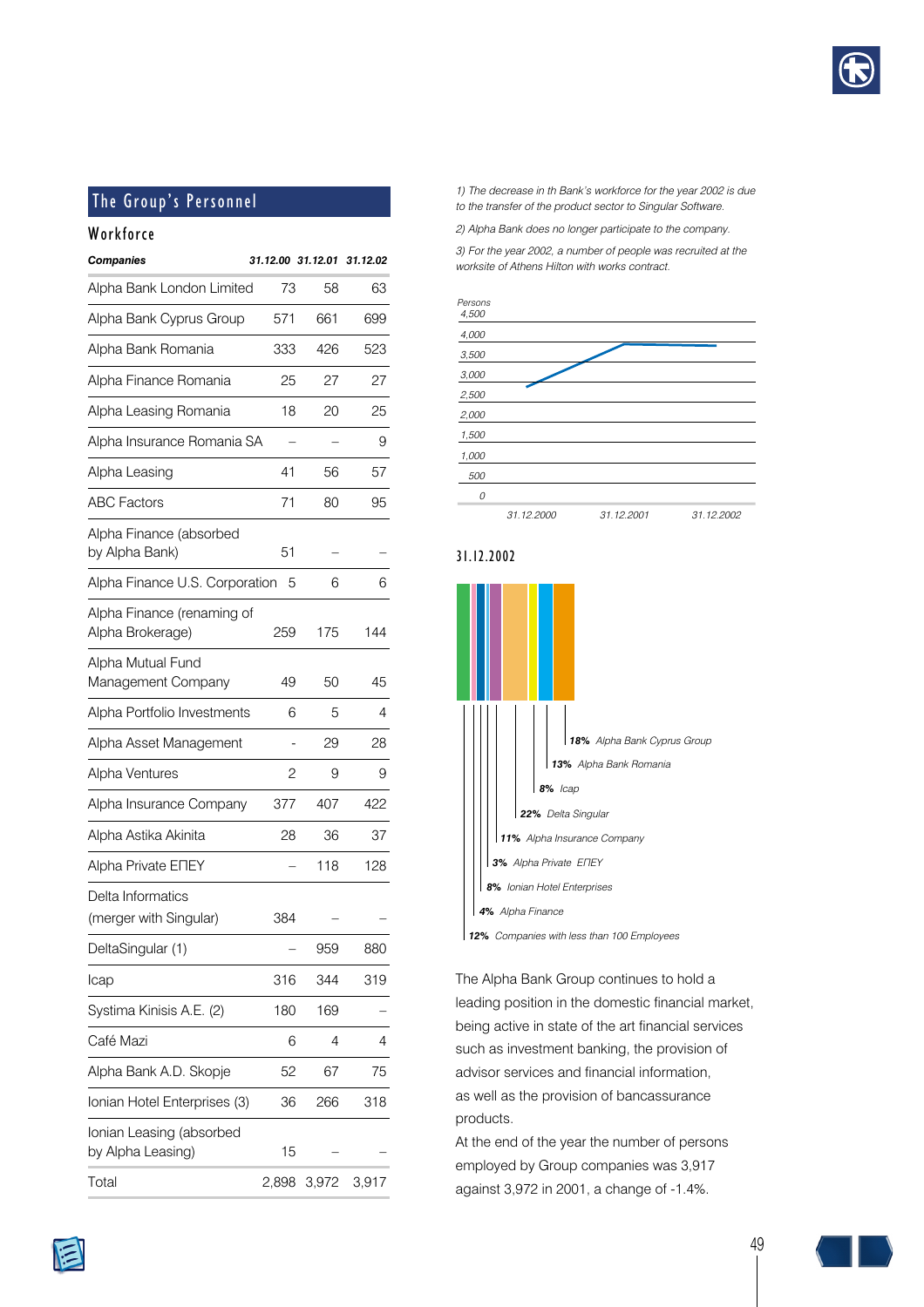## The Group's Personnel

### Workforce

| Companies | 31.12.00 | 31.12.01 | 31.12.02 |
|---|---|---|---|
| Alpha Bank London Limited | 73 | 58 | 63 |
| Alpha Bank Cyprus Group | 571 | 661 | 699 |
| Alpha Bank Romania | 333 | 426 | 523 |
| Alpha Finance Romania | 25 | 27 | 27 |
| Alpha Leasing Romania | 18 | 20 | 25 |
| Alpha Insurance Romania SA | – | – | 9 |
| Alpha Leasing | 41 | 56 | 57 |
| ABC Factors | 71 | 80 | 95 |
| Alpha Finance (absorbed by Alpha Bank) | 51 | – | – |
| Alpha Finance U.S. Corporation | 5 | 6 | 6 |
| Alpha Finance (renaming of Alpha Brokerage) | 259 | 175 | 144 |
| Alpha Mutual Fund Management Company | 49 | 50 | 45 |
| Alpha Portfolio Investments | 6 | 5 | 4 |
| Alpha Asset Management | - | 29 | 28 |
| Alpha Ventures | 2 | 9 | 9 |
| Alpha Insurance Company | 377 | 407 | 422 |
| Alpha Astika Akinita | 28 | 36 | 37 |
| Alpha Private ΕΠΕΥ | – | 118 | 128 |
| Delta Informatics (merger with Singular) | 384 | – | – |
| DeltaSingular (1) | – | 959 | 880 |
| Icap | 316 | 344 | 319 |
| Systima Kinisis A.E. (2) | 180 | 169 | – |
| Café Mazi | 6 | 4 | 4 |
| Alpha Bank A.D. Skopje | 52 | 67 | 75 |
| Ionian Hotel Enterprises (3) | 36 | 266 | 318 |
| Ionian Leasing (absorbed by Alpha Leasing) | 15 | – | – |
| Total | 2,898 | 3,972 | 3,917 |

*1) The decrease in th Bank's workforce for the year 2002 is due to the transfer of the product sector to Singular Software.*

*2) Alpha Bank does no longer participate to the company.*

*3) For the year 2002, a number of people was recruited at the worksite of Athens Hilton with works contract.*

Persons

| | 31.12.2000 | 31.12.2001 | 31.12.2002 |
|---|---|---|---|
| Persons | 2,898 | 3,972 | 3,917 |

### 31.12.2002

- **18%** Alpha Bank Cyprus Group
- **13%** Alpha Bank Romania
- **8%** Icap
- **22%** Delta Singular
- **11%** Alpha Insurance Company
- **3%** Alpha Private ΕΠΕΥ
- **8%** Ionian Hotel Enterprises
- **4%** Alpha Finance
- **12%** Companies with less than 100 Employees

The Alpha Bank Group continues to hold a leading position in the domestic financial market, being active in state of the art financial services such as investment banking, the provision of advisor services and financial information, as well as the provision of bancassurance products.

At the end of the year the number of persons employed by Group companies was 3,917 against 3,972 in 2001, a change of -1.4%.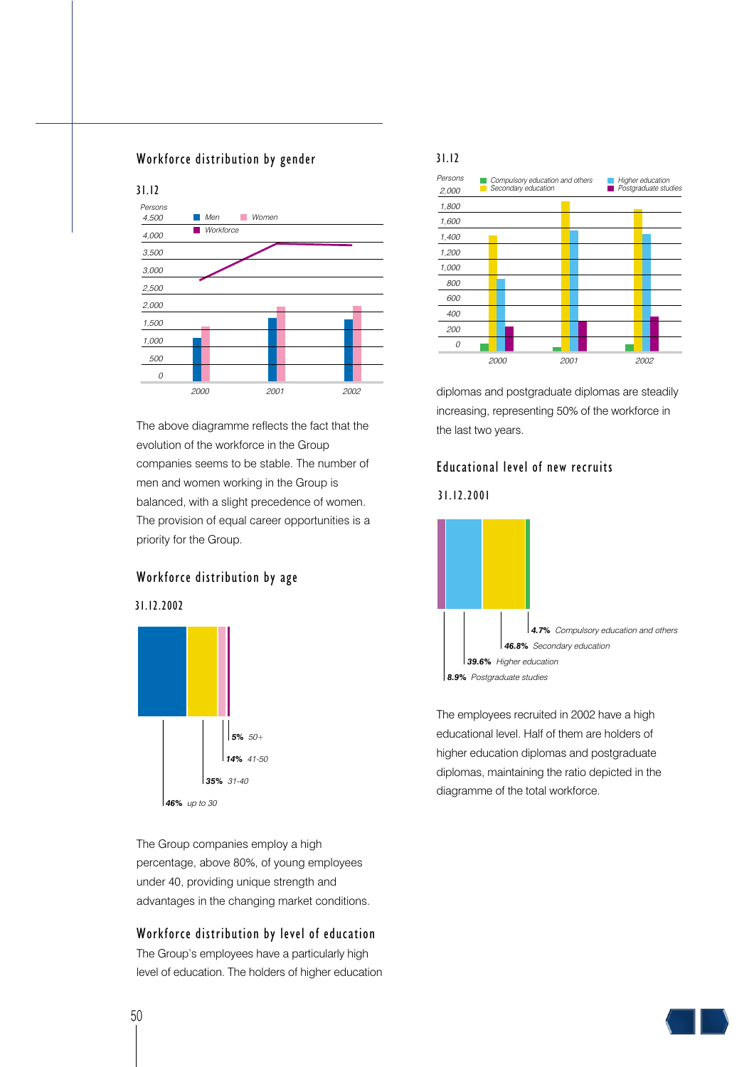## Workforce distribution by gender

31.12

Persons

Men · Women · Workforce

4,500 · 4,000 · 3,500 · 3,000 · 2,500 · 2,000 · 1,500 · 1,000 · 500 · 0

2000 · 2001 · 2002

The above diagramme reflects the fact that the evolution of the workforce in the Group companies seems to be stable. The number of men and women working in the Group is balanced, with a slight precedence of women. The provision of equal career opportunities is a priority for the Group.

## Workforce distribution by age

31.12.2002

**5%** *50+*

**14%** *41-50*

**35%** *31-40*

**46%** *up to 30*

The Group companies employ a high percentage, above 80%, of young employees under 40, providing unique strength and advantages in the changing market conditions.

## Workforce distribution by level of education

The Group's employees have a particularly high level of education. The holders of higher education diplomas and postgraduate diplomas are steadily increasing, representing 50% of the workforce in the last two years.

31.12

Persons

Compulsory education and others · Secondary education · Higher education · Postgraduate studies

2,000 · 1,800 · 1,600 · 1,400 · 1,200 · 1,000 · 800 · 600 · 400 · 200 · 0

2000 · 2001 · 2002

## Educational level of new recruits

31.12.2001

**4.7%** *Compulsory education and others*

**46.8%** *Secondary education*

**39.6%** *Higher education*

**8.9%** *Postgraduate studies*

The employees recruited in 2002 have a high educational level. Half of them are holders of higher education diplomas and postgraduate diplomas, maintaining the ratio depicted in the diagramme of the total workforce.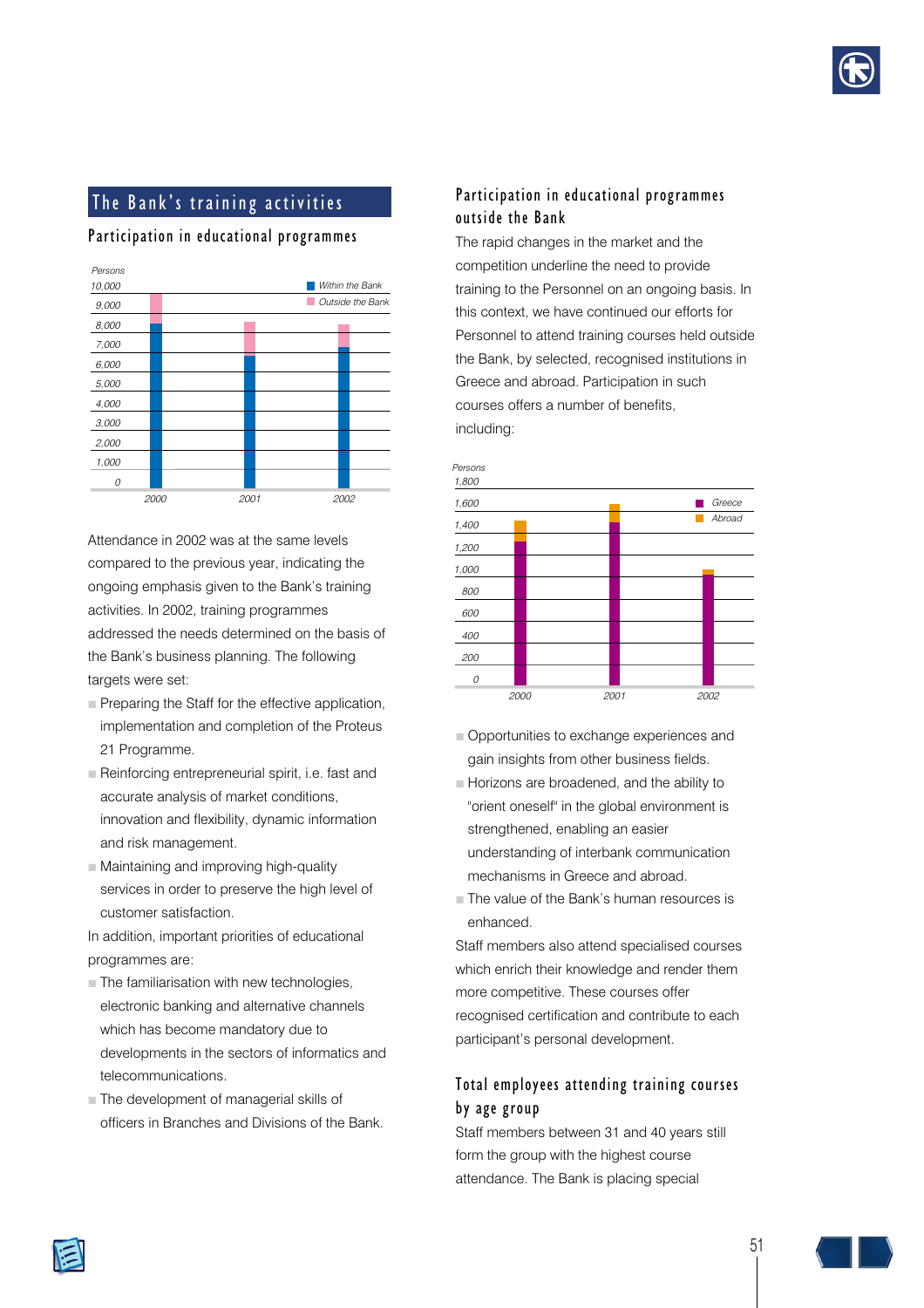## The Bank's training activities

### Participation in educational programmes

Persons

- Within the Bank
- Outside the Bank

(Chart: 2000, 2001, 2002; axis 0 – 10,000)

Attendance in 2002 was at the same levels compared to the previous year, indicating the ongoing emphasis given to the Bank's training activities. In 2002, training programmes addressed the needs determined on the basis of the Bank's business planning. The following targets were set:

- Preparing the Staff for the effective application, implementation and completion of the Proteus 21 Programme.
- Reinforcing entrepreneurial spirit, i.e. fast and accurate analysis of market conditions, innovation and flexibility, dynamic information and risk management.
- Maintaining and improving high-quality services in order to preserve the high level of customer satisfaction.

In addition, important priorities of educational programmes are:

- The familiarisation with new technologies, electronic banking and alternative channels which has become mandatory due to developments in the sectors of informatics and telecommunications.
- The development of managerial skills of officers in Branches and Divisions of the Bank.

### Participation in educational programmes outside the Bank

The rapid changes in the market and the competition underline the need to provide training to the Personnel on an ongoing basis. In this context, we have continued our efforts for Personnel to attend training courses held outside the Bank, by selected, recognised institutions in Greece and abroad. Participation in such courses offers a number of benefits, including:

Persons

- Greece
- Abroad

(Chart: 2000, 2001, 2002; axis 0 – 1,800)

- Opportunities to exchange experiences and gain insights from other business fields.
- Horizons are broadened, and the ability to "orient oneself" in the global environment is strengthened, enabling an easier understanding of interbank communication mechanisms in Greece and abroad.
- The value of the Bank's human resources is enhanced.

Staff members also attend specialised courses which enrich their knowledge and render them more competitive. These courses offer recognised certification and contribute to each participant's personal development.

### Total employees attending training courses by age group

Staff members between 31 and 40 years still form the group with the highest course attendance. The Bank is placing special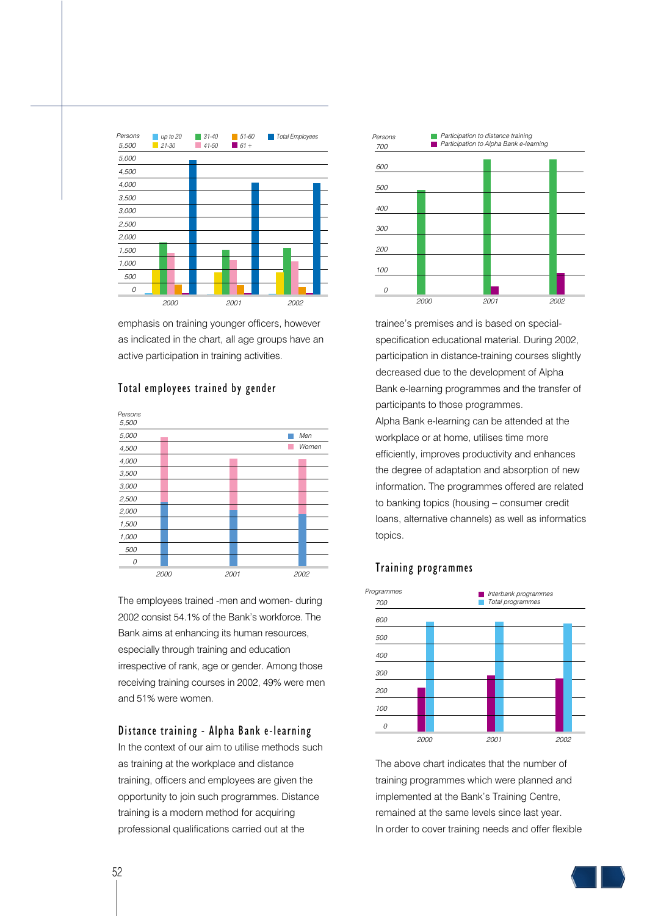emphasis on training younger officers, however as indicated in the chart, all age groups have an active participation in training activities.

## Total employees trained by gender

The employees trained -men and women- during 2002 consist 54.1% of the Bank's workforce. The Bank aims at enhancing its human resources, especially through training and education irrespective of rank, age or gender. Among those receiving training courses in 2002, 49% were men and 51% were women.

## Distance training - Alpha Bank e-learning

In the context of our aim to utilise methods such as training at the workplace and distance training, officers and employees are given the opportunity to join such programmes. Distance training is a modern method for acquiring professional qualifications carried out at the trainee's premises and is based on special-specification educational material. During 2002, participation in distance-training courses slightly decreased due to the development of Alpha Bank e-learning programmes and the transfer of participants to those programmes.

Alpha Bank e-learning can be attended at the workplace or at home, utilises time more efficiently, improves productivity and enhances the degree of adaptation and absorption of new information. The programmes offered are related to banking topics (housing – consumer credit loans, alternative channels) as well as informatics topics.

## Training programmes

The above chart indicates that the number of training programmes which were planned and implemented at the Bank's Training Centre, remained at the same levels since last year.

In order to cover training needs and offer flexible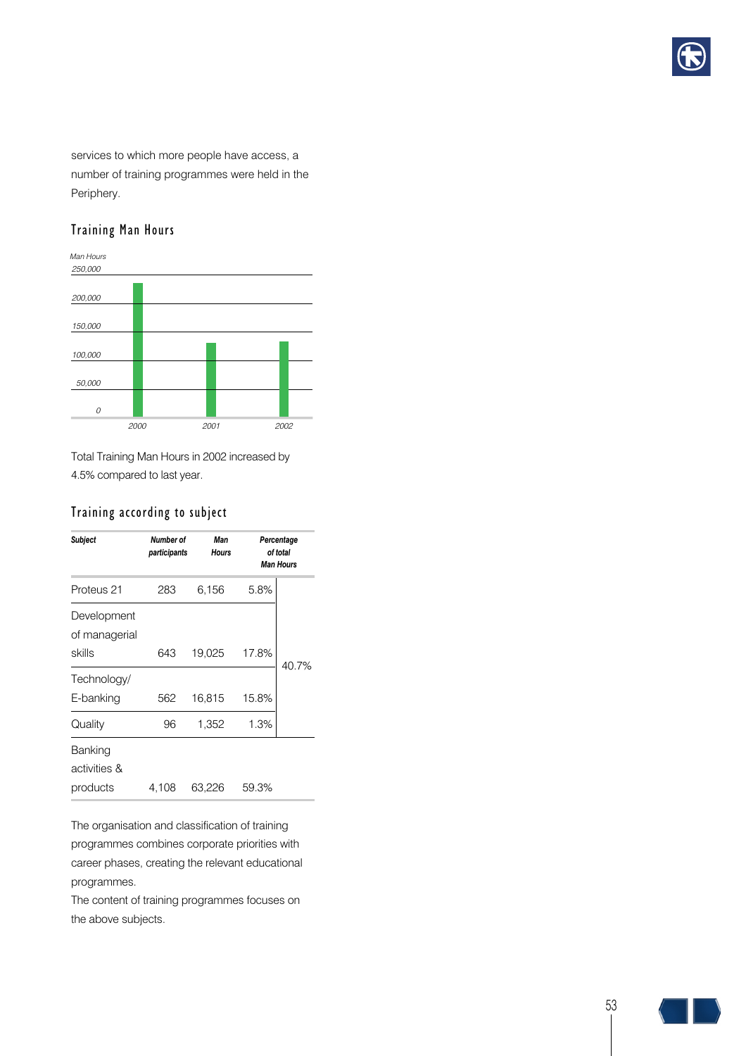services to which more people have access, a number of training programmes were held in the Periphery.

## Training Man Hours

Total Training Man Hours in 2002 increased by 4.5% compared to last year.

## Training according to subject

| *Subject* | *Number of participants* | *Man Hours* | *Percentage of total Man Hours* | |
|---|---|---|---|---|
| Proteus 21 | 283 | 6,156 | 5.8% | 40.7% |
| Development of managerial skills | 643 | 19,025 | 17.8% | |
| Technology/ E-banking | 562 | 16,815 | 15.8% | |
| Quality | 96 | 1,352 | 1.3% | |
| Banking activities & products | 4,108 | 63,226 | 59.3% | |

The organisation and classification of training programmes combines corporate priorities with career phases, creating the relevant educational programmes.
The content of training programmes focuses on the above subjects.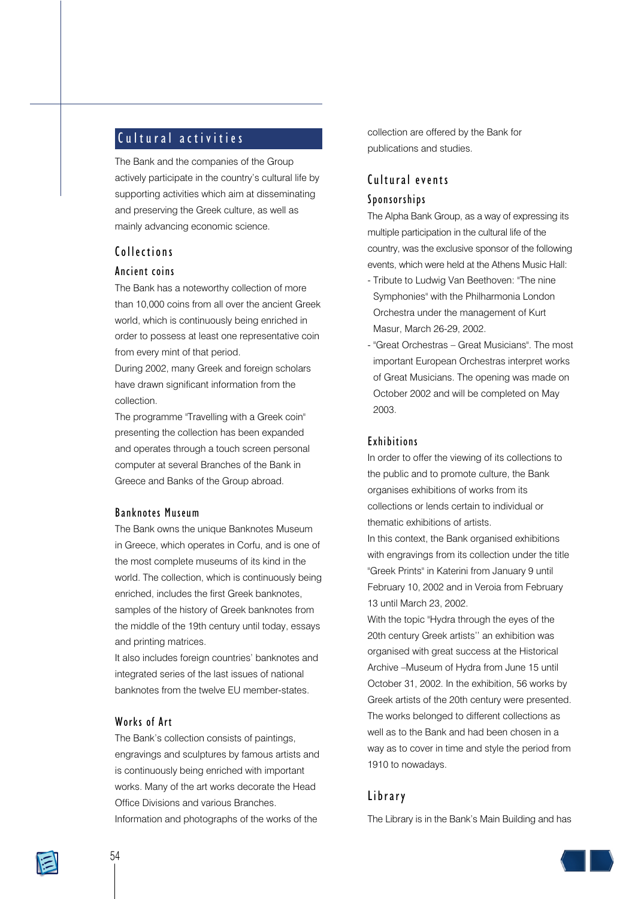## Cultural activities

The Bank and the companies of the Group actively participate in the country's cultural life by supporting activities which aim at disseminating and preserving the Greek culture, as well as mainly advancing economic science.

### Collections

#### Ancient coins

The Bank has a noteworthy collection of more than 10,000 coins from all over the ancient Greek world, which is continuously being enriched in order to possess at least one representative coin from every mint of that period.

During 2002, many Greek and foreign scholars have drawn significant information from the collection.

The programme "Travelling with a Greek coin" presenting the collection has been expanded and operates through a touch screen personal computer at several Branches of the Bank in Greece and Banks of the Group abroad.

#### Banknotes Museum

The Bank owns the unique Banknotes Museum in Greece, which operates in Corfu, and is one of the most complete museums of its kind in the world. The collection, which is continuously being enriched, includes the first Greek banknotes, samples of the history of Greek banknotes from the middle of the 19th century until today, essays and printing matrices.

It also includes foreign countries' banknotes and integrated series of the last issues of national banknotes from the twelve EU member-states.

#### Works of Art

The Bank's collection consists of paintings, engravings and sculptures by famous artists and is continuously being enriched with important works. Many of the art works decorate the Head Office Divisions and various Branches.

Information and photographs of the works of the collection are offered by the Bank for publications and studies.

### Cultural events

#### Sponsorships

The Alpha Bank Group, as a way of expressing its multiple participation in the cultural life of the country, was the exclusive sponsor of the following events, which were held at the Athens Music Hall:

- Tribute to Ludwig Van Beethoven: "The nine Symphonies" with the Philharmonia London Orchestra under the management of Kurt Masur, March 26-29, 2002.
- "Great Orchestras – Great Musicians". The most important European Orchestras interpret works of Great Musicians. The opening was made on October 2002 and will be completed on May 2003.

#### Exhibitions

In order to offer the viewing of its collections to the public and to promote culture, the Bank organises exhibitions of works from its collections or lends certain to individual or thematic exhibitions of artists.

In this context, the Bank organised exhibitions with engravings from its collection under the title "Greek Prints" in Katerini from January 9 until February 10, 2002 and in Veroia from February 13 until March 23, 2002.

With the topic "Hydra through the eyes of the 20th century Greek artists'' an exhibition was organised with great success at the Historical Archive –Museum of Hydra from June 15 until October 31, 2002. In the exhibition, 56 works by Greek artists of the 20th century were presented. The works belonged to different collections as well as to the Bank and had been chosen in a way as to cover in time and style the period from 1910 to nowadays.

### Library

The Library is in the Bank's Main Building and has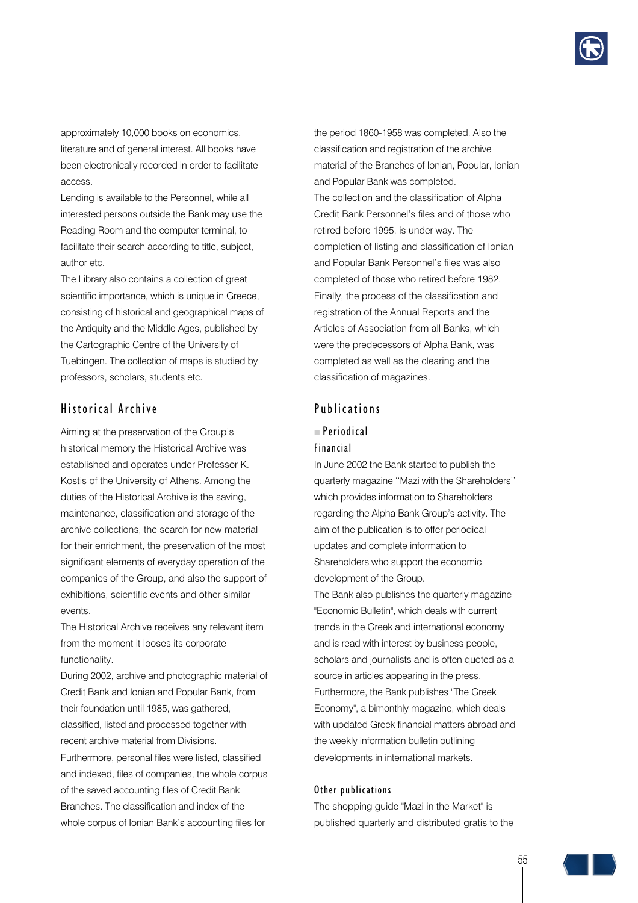approximately 10,000 books on economics, literature and of general interest. All books have been electronically recorded in order to facilitate access.

Lending is available to the Personnel, while all interested persons outside the Bank may use the Reading Room and the computer terminal, to facilitate their search according to title, subject, author etc.

The Library also contains a collection of great scientific importance, which is unique in Greece, consisting of historical and geographical maps of the Antiquity and the Middle Ages, published by the Cartographic Centre of the University of Tuebingen. The collection of maps is studied by professors, scholars, students etc.

## Historical Archive

Aiming at the preservation of the Group's historical memory the Historical Archive was established and operates under Professor K. Kostis of the University of Athens. Among the duties of the Historical Archive is the saving, maintenance, classification and storage of the archive collections, the search for new material for their enrichment, the preservation of the most significant elements of everyday operation of the companies of the Group, and also the support of exhibitions, scientific events and other similar events.

The Historical Archive receives any relevant item from the moment it looses its corporate functionality.

During 2002, archive and photographic material of Credit Bank and Ionian and Popular Bank, from their foundation until 1985, was gathered, classified, listed and processed together with recent archive material from Divisions.

Furthermore, personal files were listed, classified and indexed, files of companies, the whole corpus of the saved accounting files of Credit Bank Branches. The classification and index of the whole corpus of Ionian Bank's accounting files for the period 1860-1958 was completed. Also the classification and registration of the archive material of the Branches of Ionian, Popular, Ionian and Popular Bank was completed.

The collection and the classification of Alpha Credit Bank Personnel's files and of those who retired before 1995, is under way. The completion of listing and classification of Ionian and Popular Bank Personnel's files was also completed of those who retired before 1982.

Finally, the process of the classification and registration of the Annual Reports and the Articles of Association from all Banks, which were the predecessors of Alpha Bank, was completed as well as the clearing and the classification of magazines.

## Publications

### Periodical

#### Financial

In June 2002 the Bank started to publish the quarterly magazine "Mazi with the Shareholders" which provides information to Shareholders regarding the Alpha Bank Group's activity. The aim of the publication is to offer periodical updates and complete information to Shareholders who support the economic development of the Group.

The Bank also publishes the quarterly magazine "Economic Bulletin", which deals with current trends in the Greek and international economy and is read with interest by business people, scholars and journalists and is often quoted as a source in articles appearing in the press.

Furthermore, the Bank publishes "The Greek Economy", a bimonthly magazine, which deals with updated Greek financial matters abroad and the weekly information bulletin outlining developments in international markets.

#### Other publications

The shopping guide "Mazi in the Market" is published quarterly and distributed gratis to the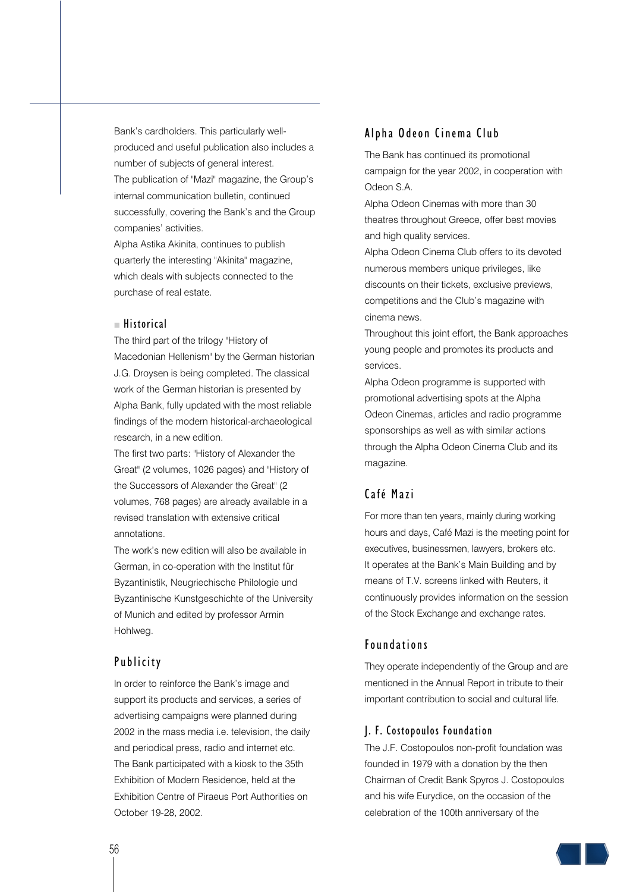Bank's cardholders. This particularly well-produced and useful publication also includes a number of subjects of general interest.
The publication of "Mazi" magazine, the Group's internal communication bulletin, continued successfully, covering the Bank's and the Group companies' activities.
Alpha Astika Akinita, continues to publish quarterly the interesting "Akinita" magazine, which deals with subjects connected to the purchase of real estate.

### Historical

The third part of the trilogy "History of Macedonian Hellenism" by the German historian J.G. Droysen is being completed. The classical work of the German historian is presented by Alpha Bank, fully updated with the most reliable findings of the modern historical-archaeological research, in a new edition.
The first two parts: "History of Alexander the Great" (2 volumes, 1026 pages) and "History of the Successors of Alexander the Great" (2 volumes, 768 pages) are already available in a revised translation with extensive critical annotations.
The work's new edition will also be available in German, in co-operation with the Institut für Byzantinistik, Neugriechische Philologie und Byzantinische Kunstgeschichte of the University of Munich and edited by professor Armin Hohlweg.

## Publicity

In order to reinforce the Bank's image and support its products and services, a series of advertising campaigns were planned during 2002 in the mass media i.e. television, the daily and periodical press, radio and internet etc.
The Bank participated with a kiosk to the 35th Exhibition of Modern Residence, held at the Exhibition Centre of Piraeus Port Authorities on October 19-28, 2002.

## Alpha Odeon Cinema Club

The Bank has continued its promotional campaign for the year 2002, in cooperation with Odeon S.A.
Alpha Odeon Cinemas with more than 30 theatres throughout Greece, offer best movies and high quality services.
Alpha Odeon Cinema Club offers to its devoted numerous members unique privileges, like discounts on their tickets, exclusive previews, competitions and the Club's magazine with cinema news.
Throughout this joint effort, the Bank approaches young people and promotes its products and services.
Alpha Odeon programme is supported with promotional advertising spots at the Alpha Odeon Cinemas, articles and radio programme sponsorships as well as with similar actions through the Alpha Odeon Cinema Club and its magazine.

## Café Mazi

For more than ten years, mainly during working hours and days, Café Mazi is the meeting point for executives, businessmen, lawyers, brokers etc.
It operates at the Bank's Main Building and by means of T.V. screens linked with Reuters, it continuously provides information on the session of the Stock Exchange and exchange rates.

## Foundations

They operate independently of the Group and are mentioned in the Annual Report in tribute to their important contribution to social and cultural life.

### J. F. Costopoulos Foundation

The J.F. Costopoulos non-profit foundation was founded in 1979 with a donation by the then Chairman of Credit Bank Spyros J. Costopoulos and his wife Eurydice, on the occasion of the celebration of the 100th anniversary of the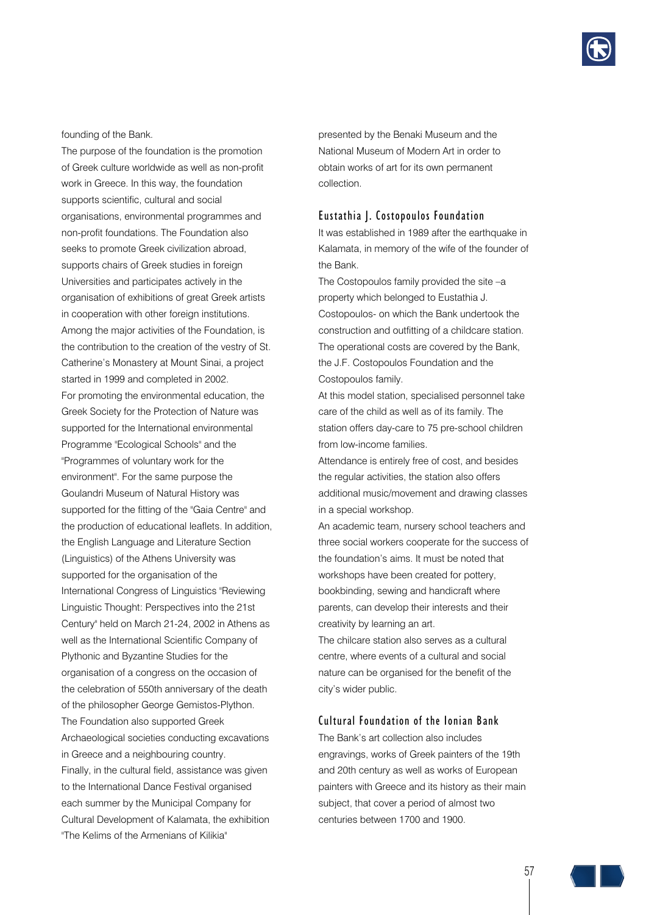founding of the Bank.

The purpose of the foundation is the promotion of Greek culture worldwide as well as non-profit work in Greece. In this way, the foundation supports scientific, cultural and social organisations, environmental programmes and non-profit foundations. The Foundation also seeks to promote Greek civilization abroad, supports chairs of Greek studies in foreign Universities and participates actively in the organisation of exhibitions of great Greek artists in cooperation with other foreign institutions.

Among the major activities of the Foundation, is the contribution to the creation of the vestry of St. Catherine's Monastery at Mount Sinai, a project started in 1999 and completed in 2002.

For promoting the environmental education, the Greek Society for the Protection of Nature was supported for the International environmental Programme "Ecological Schools" and the "Programmes of voluntary work for the environment". For the same purpose the Goulandri Museum of Natural History was supported for the fitting of the "Gaia Centre" and the production of educational leaflets. In addition, the English Language and Literature Section (Linguistics) of the Athens University was supported for the organisation of the International Congress of Linguistics "Reviewing Linguistic Thought: Perspectives into the 21st Century" held on March 21-24, 2002 in Athens as well as the International Scientific Company of Plythonic and Byzantine Studies for the organisation of a congress on the occasion of the celebration of 550th anniversary of the death of the philosopher George Gemistos-Plython.

The Foundation also supported Greek Archaeological societies conducting excavations in Greece and a neighbouring country.

Finally, in the cultural field, assistance was given to the International Dance Festival organised each summer by the Municipal Company for Cultural Development of Kalamata, the exhibition "The Kelims of the Armenians of Kilikia" presented by the Benaki Museum and the National Museum of Modern Art in order to obtain works of art for its own permanent collection.

## Eustathia J. Costopoulos Foundation

It was established in 1989 after the earthquake in Kalamata, in memory of the wife of the founder of the Bank.

The Costopoulos family provided the site –a property which belonged to Eustathia J. Costopoulos- on which the Bank undertook the construction and outfitting of a childcare station. The operational costs are covered by the Bank, the J.F. Costopoulos Foundation and the Costopoulos family.

At this model station, specialised personnel take care of the child as well as of its family. The station offers day-care to 75 pre-school children from low-income families.

Attendance is entirely free of cost, and besides the regular activities, the station also offers additional music/movement and drawing classes in a special workshop.

An academic team, nursery school teachers and three social workers cooperate for the success of the foundation's aims. It must be noted that workshops have been created for pottery, bookbinding, sewing and handicraft where parents, can develop their interests and their creativity by learning an art.

The chilcare station also serves as a cultural centre, where events of a cultural and social nature can be organised for the benefit of the city's wider public.

## Cultural Foundation of the Ionian Bank

The Bank's art collection also includes engravings, works of Greek painters of the 19th and 20th century as well as works of European painters with Greece and its history as their main subject, that cover a period of almost two centuries between 1700 and 1900.